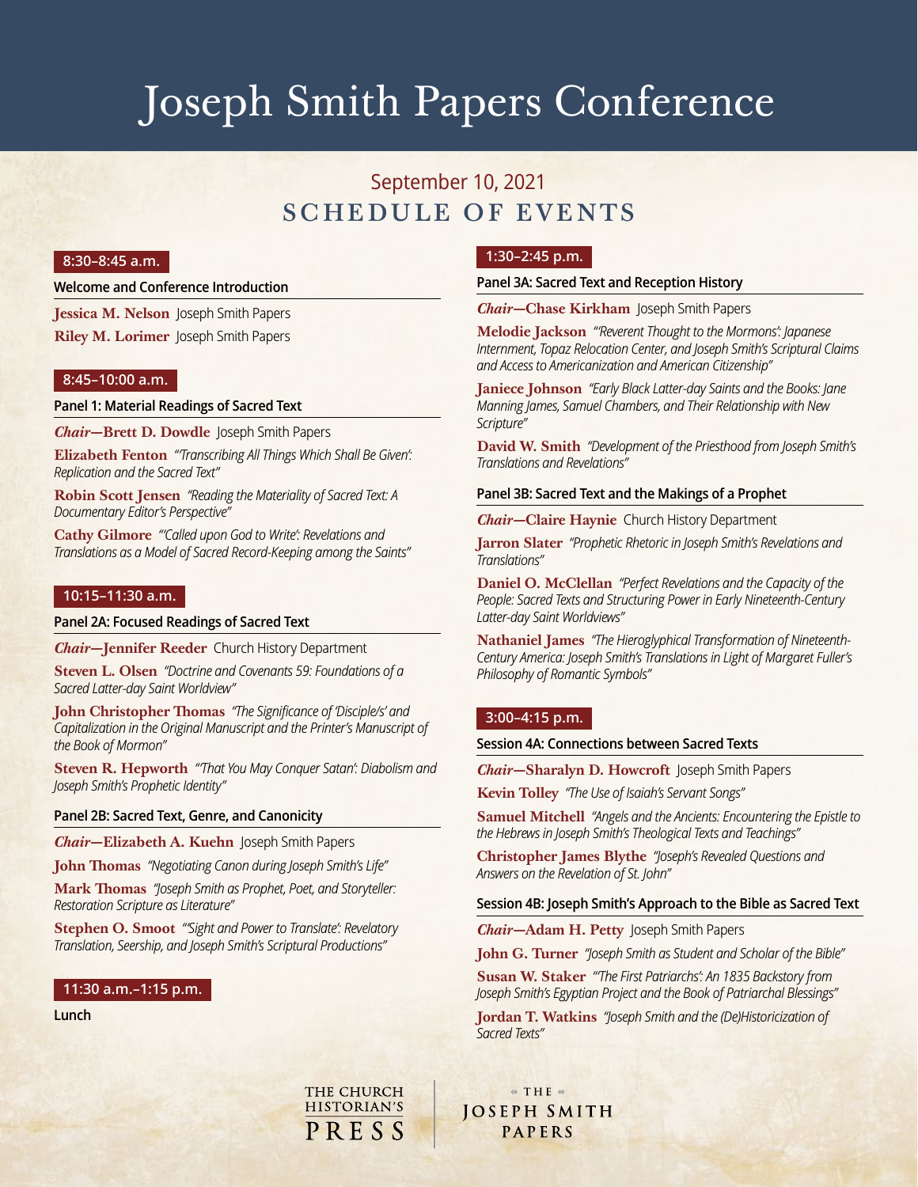# Joseph Smith Papers Conference

## September 10, 2021
## SCHEDULE OF EVENTS

### 8:30–8:45 a.m.

**Welcome and Conference Introduction**

**Jessica M. Nelson** Joseph Smith Papers

**Riley M. Lorimer** Joseph Smith Papers

### 8:45–10:00 a.m.

**Panel 1: Material Readings of Sacred Text**

***Chair*—Brett D. Dowdle** Joseph Smith Papers

**Elizabeth Fenton** *"'Transcribing All Things Which Shall Be Given': Replication and the Sacred Text"*

**Robin Scott Jensen** *"Reading the Materiality of Sacred Text: A Documentary Editor's Perspective"*

**Cathy Gilmore** *"'Called upon God to Write': Revelations and Translations as a Model of Sacred Record-Keeping among the Saints"*

### 10:15–11:30 a.m.

**Panel 2A: Focused Readings of Sacred Text**

***Chair*—Jennifer Reeder** Church History Department

**Steven L. Olsen** *"Doctrine and Covenants 59: Foundations of a Sacred Latter-day Saint Worldview"*

**John Christopher Thomas** *"The Significance of 'Disciple/s' and Capitalization in the Original Manuscript and the Printer's Manuscript of the Book of Mormon"*

**Steven R. Hepworth** *"'That You May Conquer Satan': Diabolism and Joseph Smith's Prophetic Identity"*

**Panel 2B: Sacred Text, Genre, and Canonicity**

***Chair*—Elizabeth A. Kuehn** Joseph Smith Papers

**John Thomas** *"Negotiating Canon during Joseph Smith's Life"*

**Mark Thomas** *"Joseph Smith as Prophet, Poet, and Storyteller: Restoration Scripture as Literature"*

**Stephen O. Smoot** *"'Sight and Power to Translate': Revelatory Translation, Seership, and Joseph Smith's Scriptural Productions"*

### 11:30 a.m.–1:15 p.m.

**Lunch**

### 1:30–2:45 p.m.

**Panel 3A: Sacred Text and Reception History**

***Chair*—Chase Kirkham** Joseph Smith Papers

**Melodie Jackson** *"'Reverent Thought to the Mormons': Japanese Internment, Topaz Relocation Center, and Joseph Smith's Scriptural Claims and Access to Americanization and American Citizenship"*

**Janiece Johnson** *"Early Black Latter-day Saints and the Books: Jane Manning James, Samuel Chambers, and Their Relationship with New Scripture"*

**David W. Smith** *"Development of the Priesthood from Joseph Smith's Translations and Revelations"*

**Panel 3B: Sacred Text and the Makings of a Prophet**

***Chair*—Claire Haynie** Church History Department

**Jarron Slater** *"Prophetic Rhetoric in Joseph Smith's Revelations and Translations"*

**Daniel O. McClellan** *"Perfect Revelations and the Capacity of the People: Sacred Texts and Structuring Power in Early Nineteenth-Century Latter-day Saint Worldviews"*

**Nathaniel James** *"The Hieroglyphical Transformation of Nineteenth-Century America: Joseph Smith's Translations in Light of Margaret Fuller's Philosophy of Romantic Symbols"*

### 3:00–4:15 p.m.

**Session 4A: Connections between Sacred Texts**

***Chair*—Sharalyn D. Howcroft** Joseph Smith Papers

**Kevin Tolley** *"The Use of Isaiah's Servant Songs"*

**Samuel Mitchell** *"Angels and the Ancients: Encountering the Epistle to the Hebrews in Joseph Smith's Theological Texts and Teachings"*

**Christopher James Blythe** *"Joseph's Revealed Questions and Answers on the Revelation of St. John"*

**Session 4B: Joseph Smith's Approach to the Bible as Sacred Text**

***Chair*—Adam H. Petty** Joseph Smith Papers

**John G. Turner** *"Joseph Smith as Student and Scholar of the Bible"*

**Susan W. Staker** *"'The First Patriarchs': An 1835 Backstory from Joseph Smith's Egyptian Project and the Book of Patriarchal Blessings"*

**Jordan T. Watkins** *"Joseph Smith and the (De)Historicization of Sacred Texts"*

THE CHURCH HISTORIAN'S PRESS | THE JOSEPH SMITH PAPERS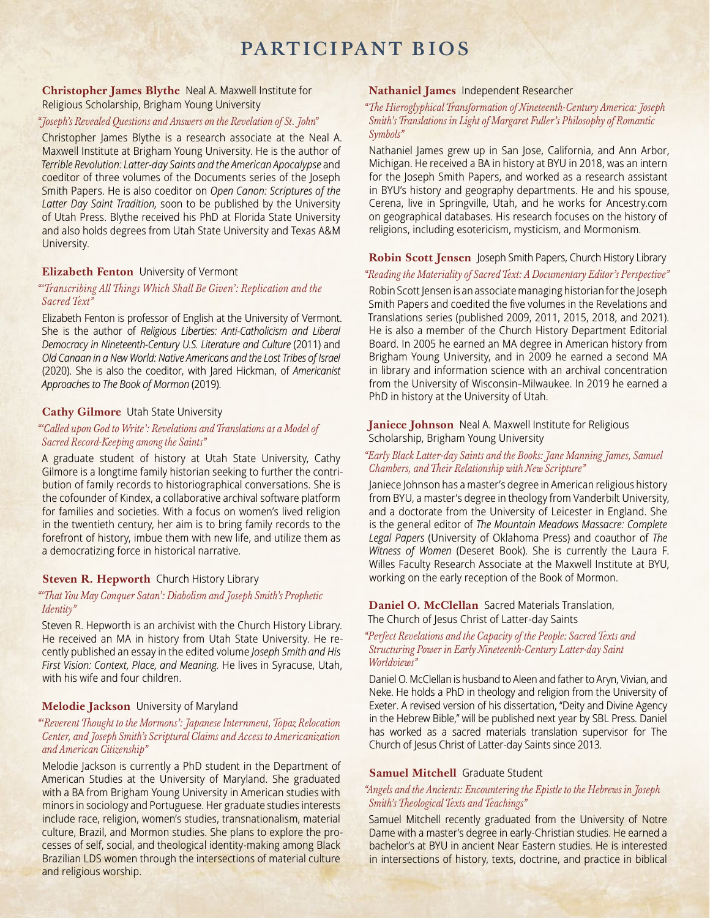# PARTICIPANT BIOS

**Christopher James Blythe** Neal A. Maxwell Institute for Religious Scholarship, Brigham Young University

*"Joseph's Revealed Questions and Answers on the Revelation of St. John"*

Christopher James Blythe is a research associate at the Neal A. Maxwell Institute at Brigham Young University. He is the author of *Terrible Revolution: Latter-day Saints and the American Apocalypse* and coeditor of three volumes of the Documents series of the Joseph Smith Papers. He is also coeditor on *Open Canon: Scriptures of the Latter Day Saint Tradition,* soon to be published by the University of Utah Press. Blythe received his PhD at Florida State University and also holds degrees from Utah State University and Texas A&M University.

**Elizabeth Fenton** University of Vermont

*"'Transcribing All Things Which Shall Be Given': Replication and the Sacred Text"*

Elizabeth Fenton is professor of English at the University of Vermont. She is the author of *Religious Liberties: Anti-Catholicism and Liberal Democracy in Nineteenth-Century U.S. Literature and Culture* (2011) and *Old Canaan in a New World: Native Americans and the Lost Tribes of Israel* (2020). She is also the coeditor, with Jared Hickman, of *Americanist Approaches to The Book of Mormon* (2019).

**Cathy Gilmore** Utah State University

*"'Called upon God to Write': Revelations and Translations as a Model of Sacred Record-Keeping among the Saints"*

A graduate student of history at Utah State University, Cathy Gilmore is a longtime family historian seeking to further the contribution of family records to historiographical conversations. She is the cofounder of Kindex, a collaborative archival software platform for families and societies. With a focus on women's lived religion in the twentieth century, her aim is to bring family records to the forefront of history, imbue them with new life, and utilize them as a democratizing force in historical narrative.

**Steven R. Hepworth** Church History Library

*"'That You May Conquer Satan': Diabolism and Joseph Smith's Prophetic Identity"*

Steven R. Hepworth is an archivist with the Church History Library. He received an MA in history from Utah State University. He recently published an essay in the edited volume *Joseph Smith and His First Vision: Context, Place, and Meaning.* He lives in Syracuse, Utah, with his wife and four children.

**Melodie Jackson** University of Maryland

*"'Reverent Thought to the Mormons': Japanese Internment, Topaz Relocation Center, and Joseph Smith's Scriptural Claims and Access to Americanization and American Citizenship"*

Melodie Jackson is currently a PhD student in the Department of American Studies at the University of Maryland. She graduated with a BA from Brigham Young University in American studies with minors in sociology and Portuguese. Her graduate studies interests include race, religion, women's studies, transnationalism, material culture, Brazil, and Mormon studies. She plans to explore the processes of self, social, and theological identity-making among Black Brazilian LDS women through the intersections of material culture and religious worship.

**Nathaniel James** Independent Researcher

*"The Hieroglyphical Transformation of Nineteenth-Century America: Joseph Smith's Translations in Light of Margaret Fuller's Philosophy of Romantic Symbols"*

Nathaniel James grew up in San Jose, California, and Ann Arbor, Michigan. He received a BA in history at BYU in 2018, was an intern for the Joseph Smith Papers, and worked as a research assistant in BYU's history and geography departments. He and his spouse, Cerena, live in Springville, Utah, and he works for Ancestry.com on geographical databases. His research focuses on the history of religions, including esotericism, mysticism, and Mormonism.

**Robin Scott Jensen** Joseph Smith Papers, Church History Library

*"Reading the Materiality of Sacred Text: A Documentary Editor's Perspective"*

Robin Scott Jensen is an associate managing historian for the Joseph Smith Papers and coedited the five volumes in the Revelations and Translations series (published 2009, 2011, 2015, 2018, and 2021). He is also a member of the Church History Department Editorial Board. In 2005 he earned an MA degree in American history from Brigham Young University, and in 2009 he earned a second MA in library and information science with an archival concentration from the University of Wisconsin–Milwaukee. In 2019 he earned a PhD in history at the University of Utah.

**Janiece Johnson** Neal A. Maxwell Institute for Religious Scholarship, Brigham Young University

*"Early Black Latter-day Saints and the Books: Jane Manning James, Samuel Chambers, and Their Relationship with New Scripture"*

Janiece Johnson has a master's degree in American religious history from BYU, a master's degree in theology from Vanderbilt University, and a doctorate from the University of Leicester in England. She is the general editor of *The Mountain Meadows Massacre: Complete Legal Papers* (University of Oklahoma Press) and coauthor of *The Witness of Women* (Deseret Book). She is currently the Laura F. Willes Faculty Research Associate at the Maxwell Institute at BYU, working on the early reception of the Book of Mormon.

**Daniel O. McClellan** Sacred Materials Translation, The Church of Jesus Christ of Latter-day Saints

*"Perfect Revelations and the Capacity of the People: Sacred Texts and Structuring Power in Early Nineteenth-Century Latter-day Saint Worldviews"*

Daniel O. McClellan is husband to Aleen and father to Aryn, Vivian, and Neke. He holds a PhD in theology and religion from the University of Exeter. A revised version of his dissertation, "Deity and Divine Agency in the Hebrew Bible," will be published next year by SBL Press. Daniel has worked as a sacred materials translation supervisor for The Church of Jesus Christ of Latter-day Saints since 2013.

**Samuel Mitchell** Graduate Student

*"Angels and the Ancients: Encountering the Epistle to the Hebrews in Joseph Smith's Theological Texts and Teachings"*

Samuel Mitchell recently graduated from the University of Notre Dame with a master's degree in early-Christian studies. He earned a bachelor's at BYU in ancient Near Eastern studies. He is interested in intersections of history, texts, doctrine, and practice in biblical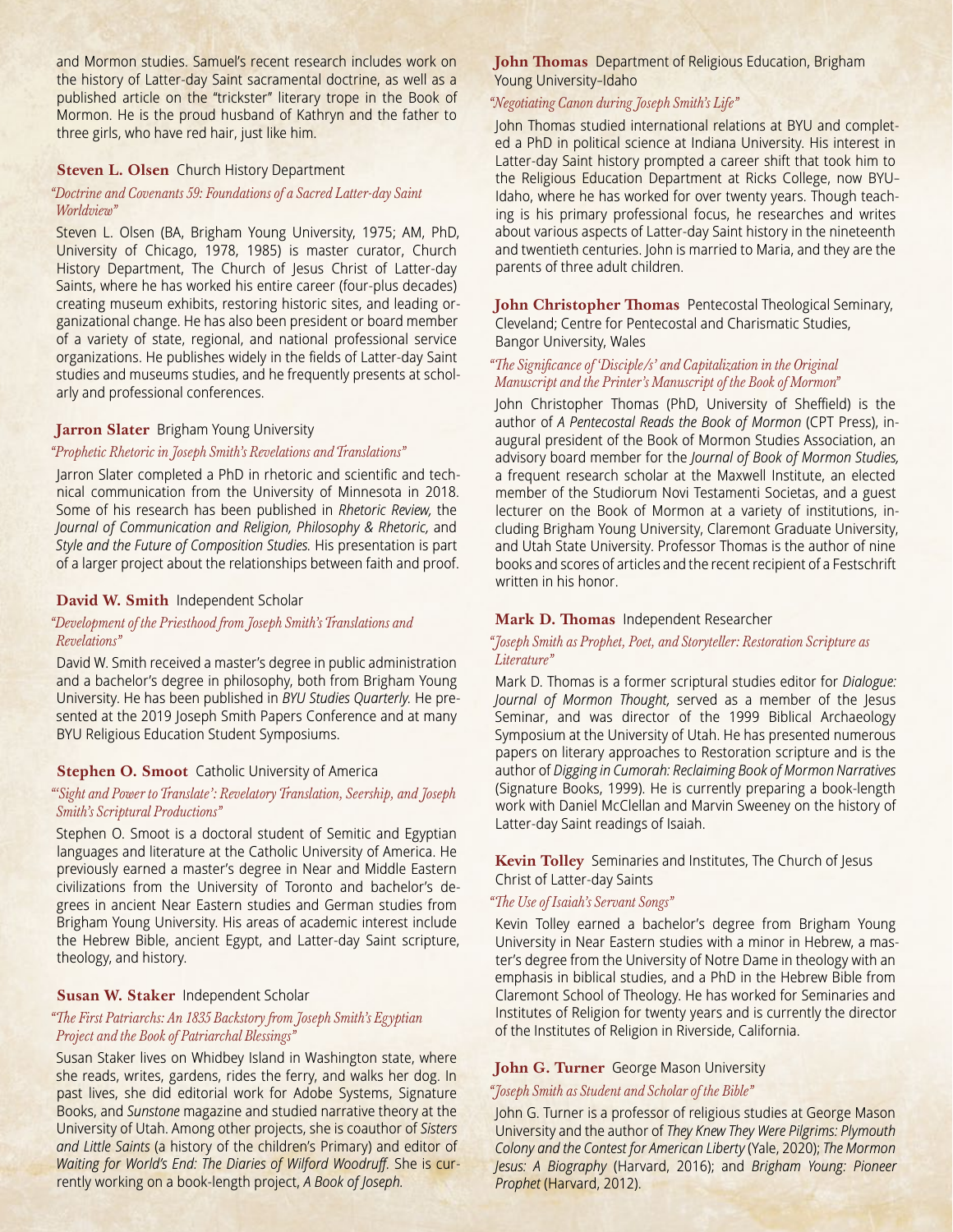and Mormon studies. Samuel's recent research includes work on the history of Latter-day Saint sacramental doctrine, as well as a published article on the "trickster" literary trope in the Book of Mormon. He is the proud husband of Kathryn and the father to three girls, who have red hair, just like him.

**Steven L. Olsen** Church History Department

*"Doctrine and Covenants 59: Foundations of a Sacred Latter-day Saint Worldview"*

Steven L. Olsen (BA, Brigham Young University, 1975; AM, PhD, University of Chicago, 1978, 1985) is master curator, Church History Department, The Church of Jesus Christ of Latter-day Saints, where he has worked his entire career (four-plus decades) creating museum exhibits, restoring historic sites, and leading organizational change. He has also been president or board member of a variety of state, regional, and national professional service organizations. He publishes widely in the fields of Latter-day Saint studies and museums studies, and he frequently presents at scholarly and professional conferences.

**Jarron Slater** Brigham Young University

*"Prophetic Rhetoric in Joseph Smith's Revelations and Translations"*

Jarron Slater completed a PhD in rhetoric and scientific and technical communication from the University of Minnesota in 2018. Some of his research has been published in *Rhetoric Review,* the *Journal of Communication and Religion, Philosophy & Rhetoric,* and *Style and the Future of Composition Studies.* His presentation is part of a larger project about the relationships between faith and proof.

**David W. Smith** Independent Scholar

*"Development of the Priesthood from Joseph Smith's Translations and Revelations"*

David W. Smith received a master's degree in public administration and a bachelor's degree in philosophy, both from Brigham Young University. He has been published in *BYU Studies Quarterly.* He presented at the 2019 Joseph Smith Papers Conference and at many BYU Religious Education Student Symposiums.

**Stephen O. Smoot** Catholic University of America

*"'Sight and Power to Translate': Revelatory Translation, Seership, and Joseph Smith's Scriptural Productions"*

Stephen O. Smoot is a doctoral student of Semitic and Egyptian languages and literature at the Catholic University of America. He previously earned a master's degree in Near and Middle Eastern civilizations from the University of Toronto and bachelor's degrees in ancient Near Eastern studies and German studies from Brigham Young University. His areas of academic interest include the Hebrew Bible, ancient Egypt, and Latter-day Saint scripture, theology, and history.

**Susan W. Staker** Independent Scholar

*"The First Patriarchs: An 1835 Backstory from Joseph Smith's Egyptian Project and the Book of Patriarchal Blessings"*

Susan Staker lives on Whidbey Island in Washington state, where she reads, writes, gardens, rides the ferry, and walks her dog. In past lives, she did editorial work for Adobe Systems, Signature Books, and *Sunstone* magazine and studied narrative theory at the University of Utah. Among other projects, she is coauthor of *Sisters and Little Saints* (a history of the children's Primary) and editor of *Waiting for World's End: The Diaries of Wilford Woodruff.* She is currently working on a book-length project, *A Book of Joseph.*

**John Thomas** Department of Religious Education, Brigham Young University–Idaho

*"Negotiating Canon during Joseph Smith's Life"*

John Thomas studied international relations at BYU and completed a PhD in political science at Indiana University. His interest in Latter-day Saint history prompted a career shift that took him to the Religious Education Department at Ricks College, now BYU–Idaho, where he has worked for over twenty years. Though teaching is his primary professional focus, he researches and writes about various aspects of Latter-day Saint history in the nineteenth and twentieth centuries. John is married to Maria, and they are the parents of three adult children.

**John Christopher Thomas** Pentecostal Theological Seminary, Cleveland; Centre for Pentecostal and Charismatic Studies, Bangor University, Wales

*"The Significance of 'Disciple/s' and Capitalization in the Original Manuscript and the Printer's Manuscript of the Book of Mormon"*

John Christopher Thomas (PhD, University of Sheffield) is the author of *A Pentecostal Reads the Book of Mormon* (CPT Press), inaugural president of the Book of Mormon Studies Association, an advisory board member for the *Journal of Book of Mormon Studies,* a frequent research scholar at the Maxwell Institute, an elected member of the Studiorum Novi Testamenti Societas, and a guest lecturer on the Book of Mormon at a variety of institutions, including Brigham Young University, Claremont Graduate University, and Utah State University. Professor Thomas is the author of nine books and scores of articles and the recent recipient of a Festschrift written in his honor.

**Mark D. Thomas** Independent Researcher

*"Joseph Smith as Prophet, Poet, and Storyteller: Restoration Scripture as Literature"*

Mark D. Thomas is a former scriptural studies editor for *Dialogue: Journal of Mormon Thought,* served as a member of the Jesus Seminar, and was director of the 1999 Biblical Archaeology Symposium at the University of Utah. He has presented numerous papers on literary approaches to Restoration scripture and is the author of *Digging in Cumorah: Reclaiming Book of Mormon Narratives* (Signature Books, 1999). He is currently preparing a book-length work with Daniel McClellan and Marvin Sweeney on the history of Latter-day Saint readings of Isaiah.

**Kevin Tolley** Seminaries and Institutes, The Church of Jesus Christ of Latter-day Saints

*"The Use of Isaiah's Servant Songs"*

Kevin Tolley earned a bachelor's degree from Brigham Young University in Near Eastern studies with a minor in Hebrew, a master's degree from the University of Notre Dame in theology with an emphasis in biblical studies, and a PhD in the Hebrew Bible from Claremont School of Theology. He has worked for Seminaries and Institutes of Religion for twenty years and is currently the director of the Institutes of Religion in Riverside, California.

**John G. Turner** George Mason University

*"Joseph Smith as Student and Scholar of the Bible"*

John G. Turner is a professor of religious studies at George Mason University and the author of *They Knew They Were Pilgrims: Plymouth Colony and the Contest for American Liberty* (Yale, 2020); *The Mormon Jesus: A Biography* (Harvard, 2016); and *Brigham Young: Pioneer Prophet* (Harvard, 2012).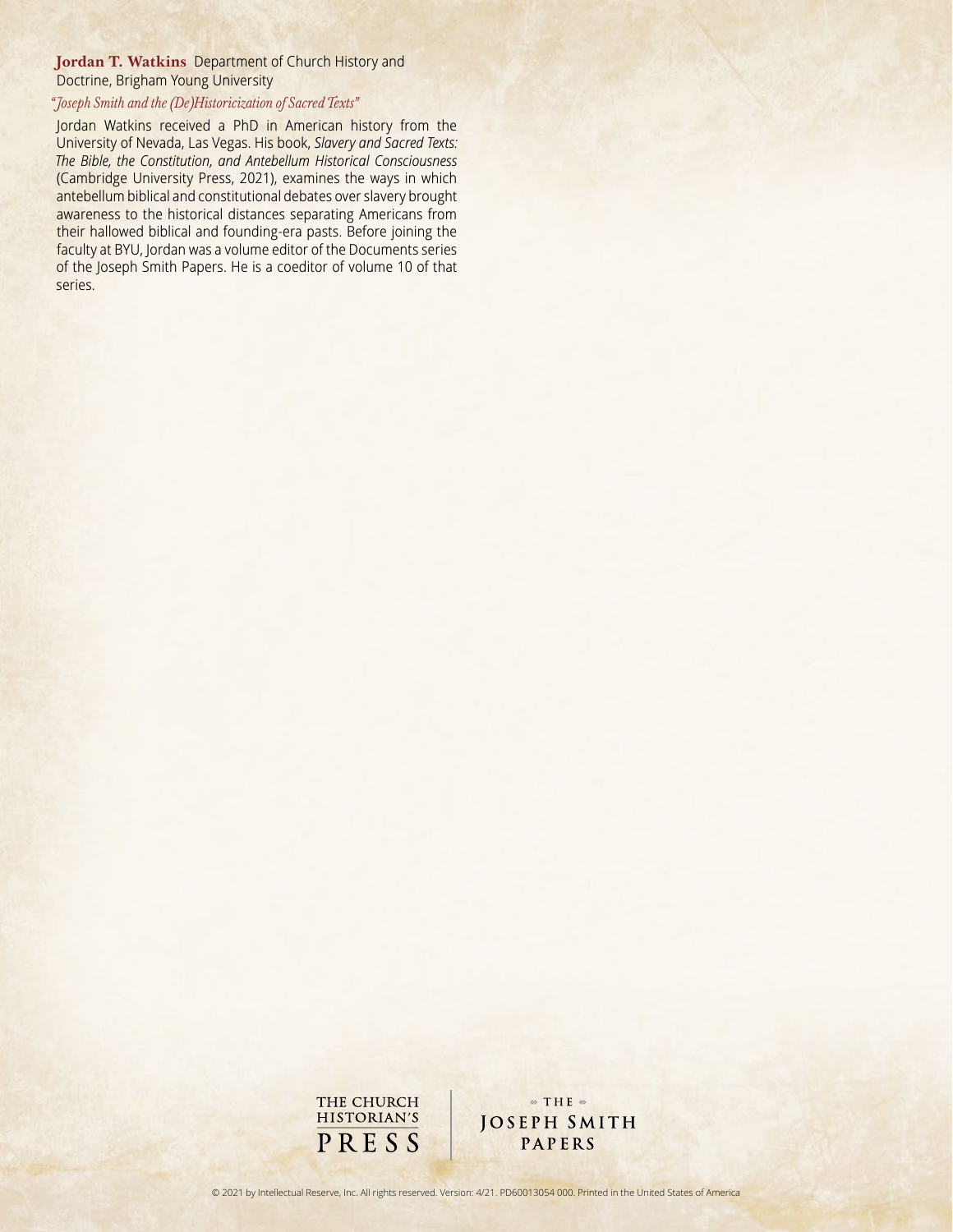**Jordan T. Watkins** Department of Church History and Doctrine, Brigham Young University

*"Joseph Smith and the (De)Historicization of Sacred Texts"*

Jordan Watkins received a PhD in American history from the University of Nevada, Las Vegas. His book, *Slavery and Sacred Texts: The Bible, the Constitution, and Antebellum Historical Consciousness* (Cambridge University Press, 2021), examines the ways in which antebellum biblical and constitutional debates over slavery brought awareness to the historical distances separating Americans from their hallowed biblical and founding-era pasts. Before joining the faculty at BYU, Jordan was a volume editor of the Documents series of the Joseph Smith Papers. He is a coeditor of volume 10 of that series.

THE CHURCH HISTORIAN'S PRESS

THE JOSEPH SMITH PAPERS

© 2021 by Intellectual Reserve, Inc. All rights reserved. Version: 4/21. PD60013054 000. Printed in the United States of America